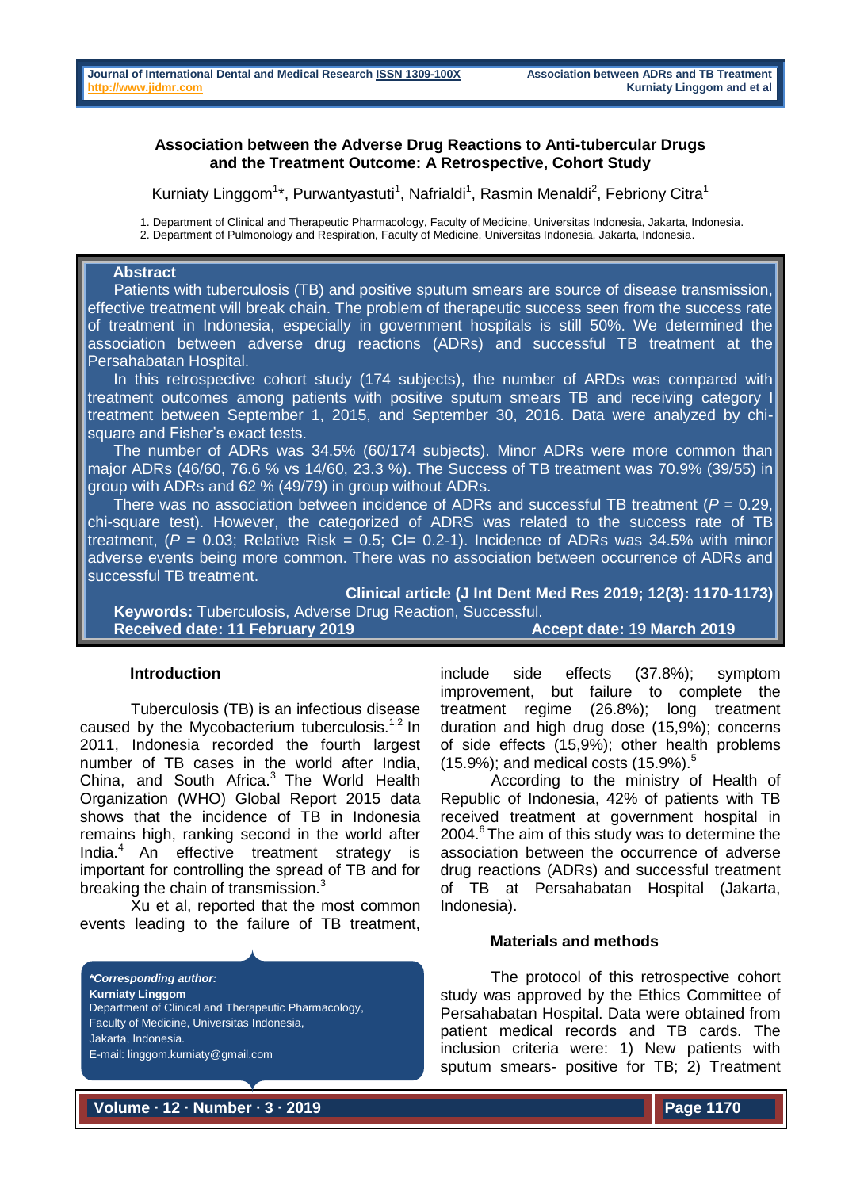# Association between the Adverse Drug Reactions to Anti-tubercular Drugs and the Treatment Outcome: A Retrospective, Cohort Study

Kurniaty Linggom[1]*, Purwantyastuti[1], Nafrialdi[1], Rasmin Menaldi[2], Febriony Citra[1]

1. Department of Clinical and Therapeutic Pharmacology, Faculty of Medicine, Universitas Indonesia, Jakarta, Indonesia.
2. Department of Pulmonology and Respiration, Faculty of Medicine, Universitas Indonesia, Jakarta, Indonesia.

## Abstract

Patients with tuberculosis (TB) and positive sputum smears are source of disease transmission, effective treatment will break chain. The problem of therapeutic success seen from the success rate of treatment in Indonesia, especially in government hospitals is still 50%. We determined the association between adverse drug reactions (ADRs) and successful TB treatment at the Persahabatan Hospital.

In this retrospective cohort study (174 subjects), the number of ARDs was compared with treatment outcomes among patients with positive sputum smears TB and receiving category I treatment between September 1, 2015, and September 30, 2016. Data were analyzed by chi-square and Fisher's exact tests.

The number of ADRs was 34.5% (60/174 subjects). Minor ADRs were more common than major ADRs (46/60, 76.6 % vs 14/60, 23.3 %). The Success of TB treatment was 70.9% (39/55) in group with ADRs and 62 % (49/79) in group without ADRs.

There was no association between incidence of ADRs and successful TB treatment ($P$ = 0.29, chi-square test). However, the categorized of ADRS was related to the success rate of TB treatment, ($P$ = 0.03; Relative Risk = 0.5; CI= 0.2-1). Incidence of ADRs was 34.5% with minor adverse events being more common. There was no association between occurrence of ADRs and successful TB treatment.

**Clinical article (J Int Dent Med Res 2019; 12(3): 1170-1173)**

**Keywords:** Tuberculosis, Adverse Drug Reaction, Successful.

**Received date: 11 February 2019** **Accept date: 19 March 2019**

## Introduction

Tuberculosis (TB) is an infectious disease caused by the Mycobacterium tuberculosis.[1,2] In 2011, Indonesia recorded the fourth largest number of TB cases in the world after India, China, and South Africa.[3] The World Health Organization (WHO) Global Report 2015 data shows that the incidence of TB in Indonesia remains high, ranking second in the world after India.[4] An effective treatment strategy is important for controlling the spread of TB and for breaking the chain of transmission.[3]

Xu et al, reported that the most common events leading to the failure of TB treatment, include side effects (37.8%); symptom improvement, but failure to complete the treatment regime (26.8%); long treatment duration and high drug dose (15,9%); concerns of side effects (15,9%); other health problems (15.9%); and medical costs (15.9%).[5]

According to the ministry of Health of Republic of Indonesia, 42% of patients with TB received treatment at government hospital in 2004.[6] The aim of this study was to determine the association between the occurrence of adverse drug reactions (ADRs) and successful treatment of TB at Persahabatan Hospital (Jakarta, Indonesia).

*\*Corresponding author:*
**Kurniaty Linggom**
Department of Clinical and Therapeutic Pharmacology, Faculty of Medicine, Universitas Indonesia, Jakarta, Indonesia.
E-mail: linggom.kurniaty@gmail.com

## Materials and methods

The protocol of this retrospective cohort study was approved by the Ethics Committee of Persahabatan Hospital. Data were obtained from patient medical records and TB cards. The inclusion criteria were: 1) New patients with sputum smears- positive for TB; 2) Treatment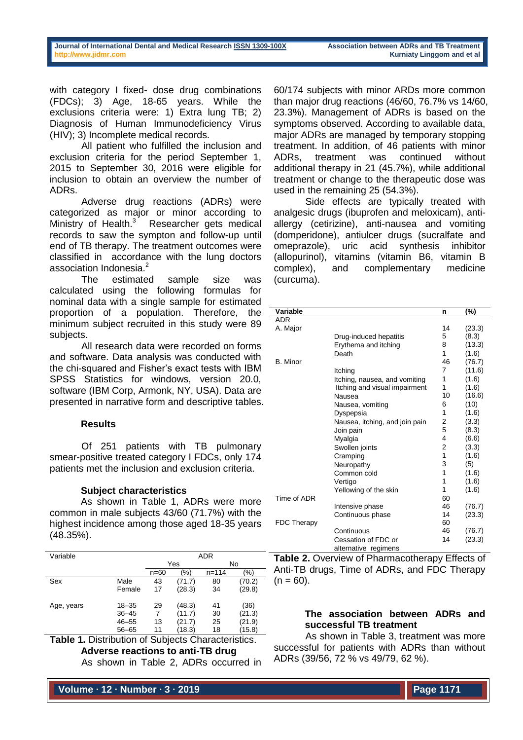with category I fixed- dose drug combinations (FDCs); 3) Age, 18-65 years. While the exclusions criteria were: 1) Extra lung TB; 2) Diagnosis of Human Immunodeficiency Virus (HIV); 3) Incomplete medical records.

All patient who fulfilled the inclusion and exclusion criteria for the period September 1, 2015 to September 30, 2016 were eligible for inclusion to obtain an overview the number of ADRs.

Adverse drug reactions (ADRs) were categorized as major or minor according to Ministry of Health.[3] Researcher gets medical records to saw the sympton and follow-up until end of TB therapy. The treatment outcomes were classified in accordance with the lung doctors association Indonesia.[2]

The estimated sample size was calculated using the following formulas for nominal data with a single sample for estimated proportion of a population. Therefore, the minimum subject recruited in this study were 89 subjects.

All research data were recorded on forms and software. Data analysis was conducted with the chi-squared and Fisher's exact tests with IBM SPSS Statistics for windows, version 20.0, software (IBM Corp, Armonk, NY, USA). Data are presented in narrative form and descriptive tables.

## Results

Of 251 patients with TB pulmonary smear-positive treated category I FDCs, only 174 patients met the inclusion and exclusion criteria.

### Subject characteristics

As shown in Table 1, ADRs were more common in male subjects 43/60 (71.7%) with the highest incidence among those aged 18-35 years (48.35%).

| Variable | | ADR | | | |
|---|---|---|---|---|---|
| | | Yes | | No | |
| | | n=60 | (%) | n=114 | (%) |
| Sex | Male | 43 | (71.7) | 80 | (70.2) |
| | Female | 17 | (28.3) | 34 | (29.8) |
| Age, years | 18–35 | 29 | (48.3) | 41 | (36) |
| | 36–45 | 7 | (11.7) | 30 | (21.3) |
| | 46–55 | 13 | (21.7) | 25 | (21.9) |
| | 56–65 | 11 | (18.3) | 18 | (15.8) |

**Table 1.** Distribution of Subjects Characteristics.

### Adverse reactions to anti-TB drug

As shown in Table 2, ADRs occurred in 60/174 subjects with minor ARDs more common than major drug reactions (46/60, 76.7% vs 14/60, 23.3%). Management of ADRs is based on the symptoms observed. According to available data, major ADRs are managed by temporary stopping treatment. In addition, of 46 patients with minor ADRs, treatment was continued without additional therapy in 21 (45.7%), while additional treatment or change to the therapeutic dose was used in the remaining 25 (54.3%).

Side effects are typically treated with analgesic drugs (ibuprofen and meloxicam), anti-allergy (cetirizine), anti-nausea and vomiting (domperidone), antiulcer drugs (sucralfate and omeprazole), uric acid synthesis inhibitor (allopurinol), vitamins (vitamin B6, vitamin B complex), and complementary medicine (curcuma).

| Variable | | n | (%) |
|---|---|---|---|
| ADR | | | |
| A. Major | | 14 | (23.3) |
| | Drug-induced hepatitis | 5 | (8.3) |
| | Erythema and itching | 8 | (13.3) |
| | Death | 1 | (1.6) |
| B. Minor | | 46 | (76.7) |
| | Itching | 7 | (11.6) |
| | Itching, nausea, and vomiting | 1 | (1.6) |
| | Itching and visual impairment | 1 | (1.6) |
| | Nausea | 10 | (16.6) |
| | Nausea, vomiting | 6 | (10) |
| | Dyspepsia | 1 | (1.6) |
| | Nausea, itching, and join pain | 2 | (3.3) |
| | Join pain | 5 | (8.3) |
| | Myalgia | 4 | (6.6) |
| | Swollen joints | 2 | (3.3) |
| | Cramping | 1 | (1.6) |
| | Neuropathy | 3 | (5) |
| | Common cold | 1 | (1.6) |
| | Vertigo | 1 | (1.6) |
| | Yellowing of the skin | 1 | (1.6) |
| Time of ADR | | 60 | |
| | Intensive phase | 46 | (76.7) |
| | Continuous phase | 14 | (23.3) |
| FDC Therapy | | 60 | |
| | Continuous | 46 | (76.7) |
| | Cessation of FDC or alternative regimens | 14 | (23.3) |

**Table 2.** Overview of Pharmacotherapy Effects of Anti-TB drugs, Time of ADRs, and FDC Therapy (n = 60).

### The association between ADRs and successful TB treatment

As shown in Table 3, treatment was more successful for patients with ADRs than without ADRs (39/56, 72 % vs 49/79, 62 %).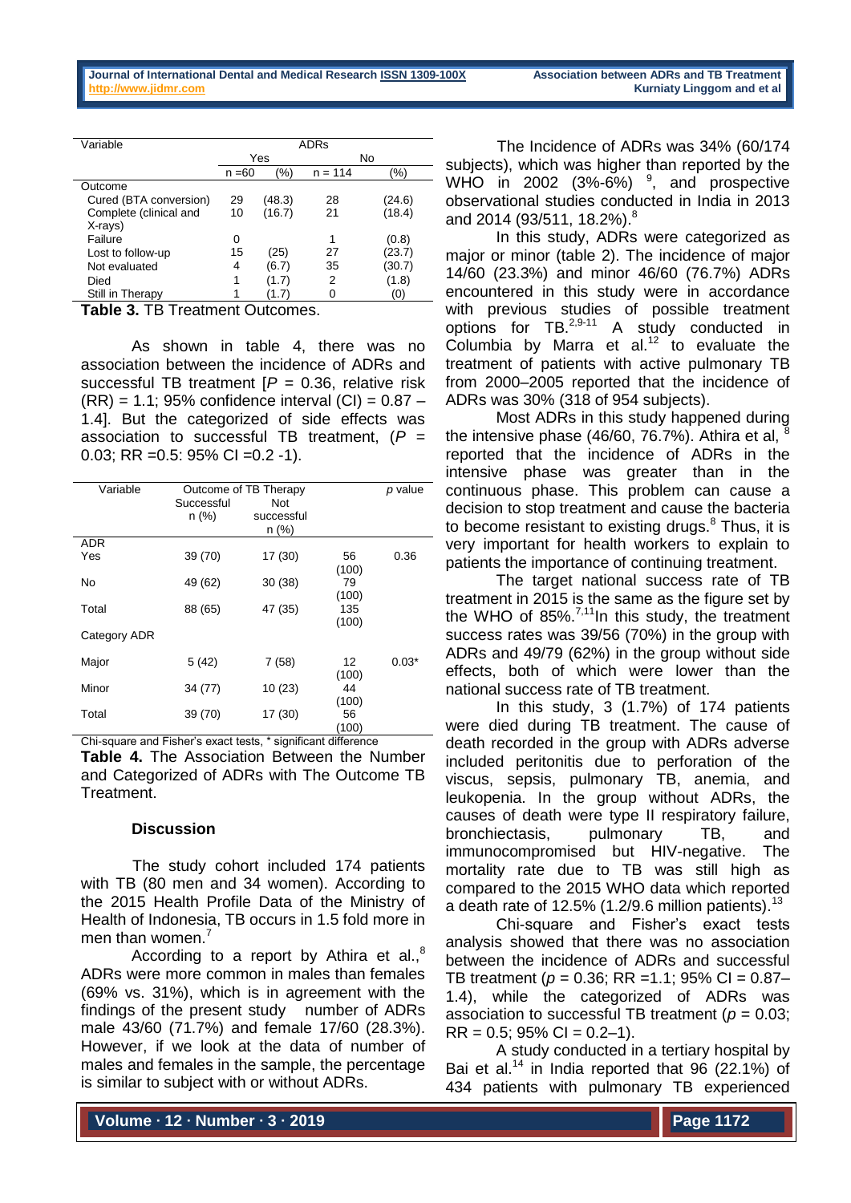| Variable | ADRs | | | |
|---|---|---|---|---|
| | Yes | | No | |
| | n =60 | (%) | n = 114 | (%) |
| Outcome | | | | |
| Cured (BTA conversion) | 29 | (48.3) | 28 | (24.6) |
| Complete (clinical and X-rays) | 10 | (16.7) | 21 | (18.4) |
| Failure | 0 | | 1 | (0.8) |
| Lost to follow-up | 15 | (25) | 27 | (23.7) |
| Not evaluated | 4 | (6.7) | 35 | (30.7) |
| Died | 1 | (1.7) | 2 | (1.8) |
| Still in Therapy | 1 | (1.7) | 0 | (0) |

**Table 3.** TB Treatment Outcomes.

As shown in table 4, there was no association between the incidence of ADRs and successful TB treatment [$P$ = 0.36, relative risk (RR) = 1.1; 95% confidence interval (CI) = 0.87 – 1.4]. But the categorized of side effects was association to successful TB treatment, ($P$ = 0.03; RR =0.5: 95% CI =0.2 -1).

| Variable | Outcome of TB Therapy | | | *p* value |
|---|---|---|---|---|
| | Successful n (%) | Not successful n (%) | | |
| ADR | | | | |
| Yes | 39 (70) | 17 (30) | 56 (100) | 0.36 |
| No | 49 (62) | 30 (38) | 79 (100) | |
| Total | 88 (65) | 47 (35) | 135 (100) | |
| Category ADR | | | | |
| Major | 5 (42) | 7 (58) | 12 (100) | 0.03* |
| Minor | 34 (77) | 10 (23) | 44 (100) | |
| Total | 39 (70) | 17 (30) | 56 (100) | |

Chi-square and Fisher's exact tests, * significant difference

**Table 4.** The Association Between the Number and Categorized of ADRs with The Outcome TB Treatment.

### Discussion

The study cohort included 174 patients with TB (80 men and 34 women). According to the 2015 Health Profile Data of the Ministry of Health of Indonesia, TB occurs in 1.5 fold more in men than women.[7]

According to a report by Athira et al.,[8] ADRs were more common in males than females (69% vs. 31%), which is in agreement with the findings of the present study number of ADRs male 43/60 (71.7%) and female 17/60 (28.3%). However, if we look at the data of number of males and females in the sample, the percentage is similar to subject with or without ADRs.

The Incidence of ADRs was 34% (60/174 subjects), which was higher than reported by the WHO in 2002 (3%-6%) [9], and prospective observational studies conducted in India in 2013 and 2014 (93/511, 18.2%).[8]

In this study, ADRs were categorized as major or minor (table 2). The incidence of major 14/60 (23.3%) and minor 46/60 (76.7%) ADRs encountered in this study were in accordance with previous studies of possible treatment options for TB.[2,9-11] A study conducted in Columbia by Marra et al.[12] to evaluate the treatment of patients with active pulmonary TB from 2000–2005 reported that the incidence of ADRs was 30% (318 of 954 subjects).

Most ADRs in this study happened during the intensive phase (46/60, 76.7%). Athira et al, [8] reported that the incidence of ADRs in the intensive phase was greater than in the continuous phase. This problem can cause a decision to stop treatment and cause the bacteria to become resistant to existing drugs.[8] Thus, it is very important for health workers to explain to patients the importance of continuing treatment.

The target national success rate of TB treatment in 2015 is the same as the figure set by the WHO of 85%.[7,11]In this study, the treatment success rates was 39/56 (70%) in the group with ADRs and 49/79 (62%) in the group without side effects, both of which were lower than the national success rate of TB treatment.

In this study, 3 (1.7%) of 174 patients were died during TB treatment. The cause of death recorded in the group with ADRs adverse included peritonitis due to perforation of the viscus, sepsis, pulmonary TB, anemia, and leukopenia. In the group without ADRs, the causes of death were type II respiratory failure, bronchiectasis, pulmonary TB, and immunocompromised but HIV-negative. The mortality rate due to TB was still high as compared to the 2015 WHO data which reported a death rate of 12.5% (1.2/9.6 million patients).[13]

Chi-square and Fisher's exact tests analysis showed that there was no association between the incidence of ADRs and successful TB treatment ($p$ = 0.36; RR =1.1; 95% CI = 0.87–1.4), while the categorized of ADRs was association to successful TB treatment ($p$ = 0.03; RR = 0.5; 95% CI = 0.2–1).

A study conducted in a tertiary hospital by Bai et al.[14] in India reported that 96 (22.1%) of 434 patients with pulmonary TB experienced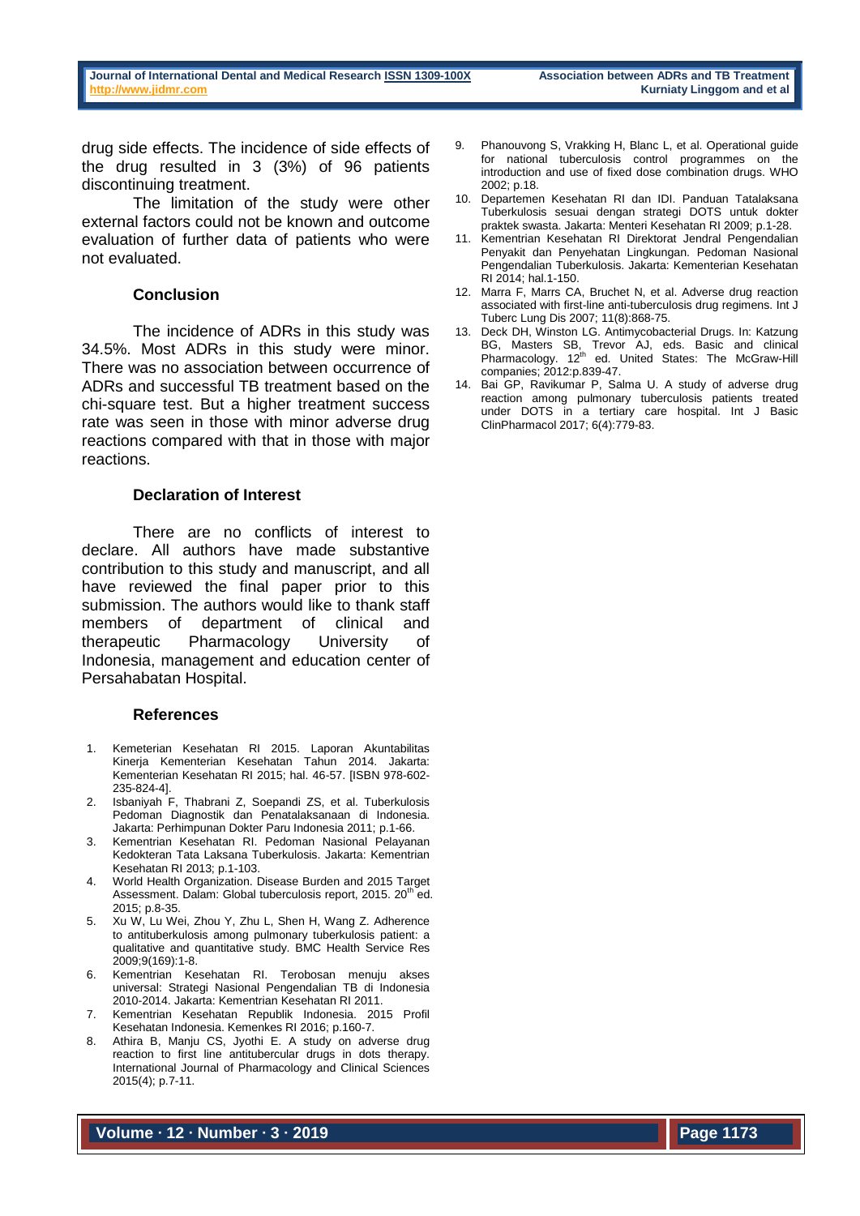drug side effects. The incidence of side effects of the drug resulted in 3 (3%) of 96 patients discontinuing treatment.

The limitation of the study were other external factors could not be known and outcome evaluation of further data of patients who were not evaluated.

## Conclusion

The incidence of ADRs in this study was 34.5%. Most ADRs in this study were minor. There was no association between occurrence of ADRs and successful TB treatment based on the chi-square test. But a higher treatment success rate was seen in those with minor adverse drug reactions compared with that in those with major reactions.

## Declaration of Interest

There are no conflicts of interest to declare. All authors have made substantive contribution to this study and manuscript, and all have reviewed the final paper prior to this submission. The authors would like to thank staff members of department of clinical and therapeutic Pharmacology University of Indonesia, management and education center of Persahabatan Hospital.

## References

1. Kemeterian Kesehatan RI 2015. Laporan Akuntabilitas Kinerja Kementerian Kesehatan Tahun 2014. Jakarta: Kementerian Kesehatan RI 2015; hal. 46-57. [ISBN 978-602-235-824-4].
2. Isbaniyah F, Thabrani Z, Soepandi ZS, et al. Tuberkulosis Pedoman Diagnostik dan Penatalaksanaan di Indonesia. Jakarta: Perhimpunan Dokter Paru Indonesia 2011; p.1-66.
3. Kementrian Kesehatan RI. Pedoman Nasional Pelayanan Kedokteran Tata Laksana Tuberkulosis. Jakarta: Kementrian Kesehatan RI 2013; p.1-103.
4. World Health Organization. Disease Burden and 2015 Target Assessment. Dalam: Global tuberculosis report, 2015. 20th ed. 2015; p.8-35.
5. Xu W, Lu Wei, Zhou Y, Zhu L, Shen H, Wang Z. Adherence to antituberkulosis among pulmonary tuberkulosis patient: a qualitative and quantitative study. BMC Health Service Res 2009;9(169):1-8.
6. Kementrian Kesehatan RI. Terobosan menuju akses universal: Strategi Nasional Pengendalian TB di Indonesia 2010-2014. Jakarta: Kementrian Kesehatan RI 2011.
7. Kementrian Kesehatan Republik Indonesia. 2015 Profil Kesehatan Indonesia. Kemenkes RI 2016; p.160-7.
8. Athira B, Manju CS, Jyothi E. A study on adverse drug reaction to first line antitubercular drugs in dots therapy. International Journal of Pharmacology and Clinical Sciences 2015(4); p.7-11.
9. Phanouvong S, Vrakking H, Blanc L, et al. Operational guide for national tuberculosis control programmes on the introduction and use of fixed dose combination drugs. WHO 2002; p.18.
10. Departemen Kesehatan RI dan IDI. Panduan Tatalaksana Tuberkulosis sesuai dengan strategi DOTS untuk dokter praktek swasta. Jakarta: Menteri Kesehatan RI 2009; p.1-28.
11. Kementrian Kesehatan RI Direktorat Jendral Pengendalian Penyakit dan Penyehatan Lingkungan. Pedoman Nasional Pengendalian Tuberkulosis. Jakarta: Kementerian Kesehatan RI 2014; hal.1-150.
12. Marra F, Marrs CA, Bruchet N, et al. Adverse drug reaction associated with first-line anti-tuberculosis drug regimens. Int J Tuberc Lung Dis 2007; 11(8):868-75.
13. Deck DH, Winston LG. Antimycobacterial Drugs. In: Katzung BG, Masters SB, Trevor AJ, eds. Basic and clinical Pharmacology. 12th ed. United States: The McGraw-Hill companies; 2012:p.839-47.
14. Bai GP, Ravikumar P, Salma U. A study of adverse drug reaction among pulmonary tuberculosis patients treated under DOTS in a tertiary care hospital. Int J Basic ClinPharmacol 2017; 6(4):779-83.